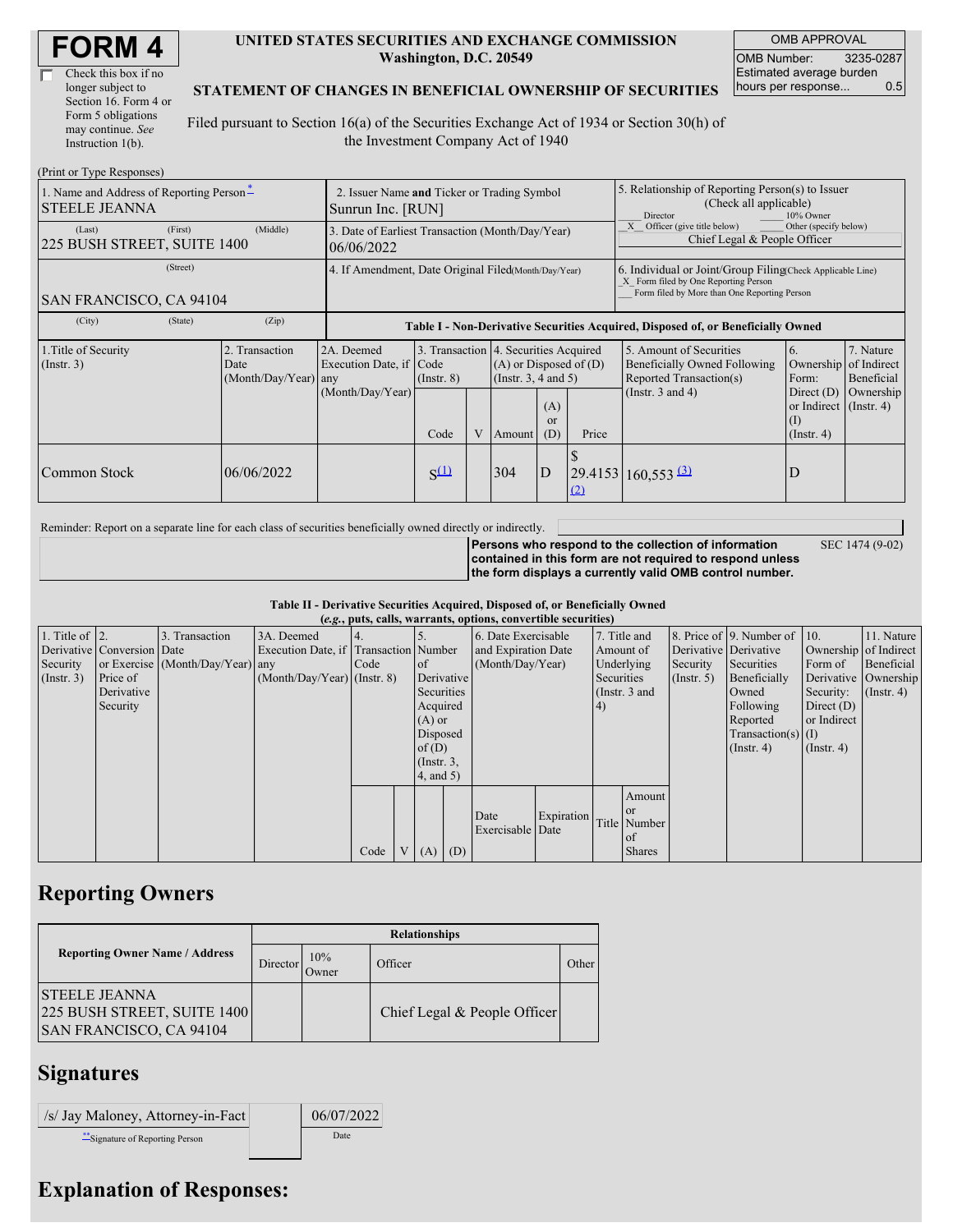# FORM 4

☐ Check this box if no longer subject to Section 16. Form 4 or Form 5 obligations may continue. *See* Instruction 1(b).

**UNITED STATES SECURITIES AND EXCHANGE COMMISSION**
**Washington, D.C. 20549**

**STATEMENT OF CHANGES IN BENEFICIAL OWNERSHIP OF SECURITIES**

Filed pursuant to Section 16(a) of the Securities Exchange Act of 1934 or Section 30(h) of the Investment Company Act of 1940

| OMB APPROVAL | |
|---|---|
| OMB Number: | 3235-0287 |
| Estimated average burden hours per response... | 0.5 |

(Print or Type Responses)

| | | |
|---|---|---|
| 1. Name and Address of Reporting Person* STEELE JEANNA | 2. Issuer Name **and** Ticker or Trading Symbol Sunrun Inc. [RUN] | 5. Relationship of Reporting Person(s) to Issuer (Check all applicable) ___ Director ___ 10% Owner _X_ Officer (give title below) ___ Other (specify below) Chief Legal & People Officer |
| (Last) (First) (Middle) 225 BUSH STREET, SUITE 1400 | 3. Date of Earliest Transaction (Month/Day/Year) 06/06/2022 | |
| (Street) SAN FRANCISCO, CA 94104 | 4. If Amendment, Date Original Filed (Month/Day/Year) | 6. Individual or Joint/Group Filing (Check Applicable Line) _X_ Form filed by One Reporting Person ___ Form filed by More than One Reporting Person |
| (City) (State) (Zip) | | |

**Table I - Non-Derivative Securities Acquired, Disposed of, or Beneficially Owned**

| 1.Title of Security (Instr. 3) | 2. Transaction Date (Month/Day/Year) | 2A. Deemed Execution Date, if any (Month/Day/Year) | 3. Transaction Code (Instr. 8) | | 4. Securities Acquired (A) or Disposed of (D) (Instr. 3, 4 and 5) | | | 5. Amount of Securities Beneficially Owned Following Reported Transaction(s) (Instr. 3 and 4) | 6. Ownership Form: Direct (D) or Indirect (I) (Instr. 4) | 7. Nature of Indirect Beneficial Ownership (Instr. 4) |
|---|---|---|---|---|---|---|---|---|---|---|
| | | | Code | V | Amount | (A) or (D) | Price | | | |
| Common Stock | 06/06/2022 | | S[(1)] | | 304 | D | $ 29.4153 [(2)] | 160,553 [(3)] | D | |

Reminder: Report on a separate line for each class of securities beneficially owned directly or indirectly.

**Persons who respond to the collection of information contained in this form are not required to respond unless the form displays a currently valid OMB control number.** SEC 1474 (9-02)

**Table II - Derivative Securities Acquired, Disposed of, or Beneficially Owned**
**(*e.g.*, puts, calls, warrants, options, convertible securities)**

| 1. Title of Derivative Security (Instr. 3) | 2. Conversion or Exercise Price of Derivative Security | 3. Transaction Date (Month/Day/Year) | 3A. Deemed Execution Date, if any (Month/Day/Year) | 4. Transaction Code (Instr. 8) | | 5. Number of Derivative Securities Acquired (A) or Disposed of (D) (Instr. 3, 4, and 5) | | 6. Date Exercisable and Expiration Date (Month/Day/Year) | | 7. Title and Amount of Underlying Securities (Instr. 3 and 4) | | 8. Price of Derivative Security (Instr. 5) | 9. Number of Derivative Securities Beneficially Owned Following Reported Transaction(s) (Instr. 4) | 10. Ownership Form of Derivative Security: Direct (D) or Indirect (I) (Instr. 4) | 11. Nature of Indirect Beneficial Ownership (Instr. 4) |
|---|---|---|---|---|---|---|---|---|---|---|---|---|---|---|---|
| | | | | Code | V | (A) | (D) | Date Exercisable | Expiration Date | Title | Amount or Number of Shares | | | | |

## Reporting Owners

| Reporting Owner Name / Address | Relationships | | | |
|---|---|---|---|---|
| | Director | 10% Owner | Officer | Other |
| STEELE JEANNA 225 BUSH STREET, SUITE 1400 SAN FRANCISCO, CA 94104 | | | Chief Legal & People Officer | |

## Signatures

| | |
|---|---|
| /s/ Jay Maloney, Attorney-in-Fact | 06/07/2022 |
| **Signature of Reporting Person | Date |

## Explanation of Responses: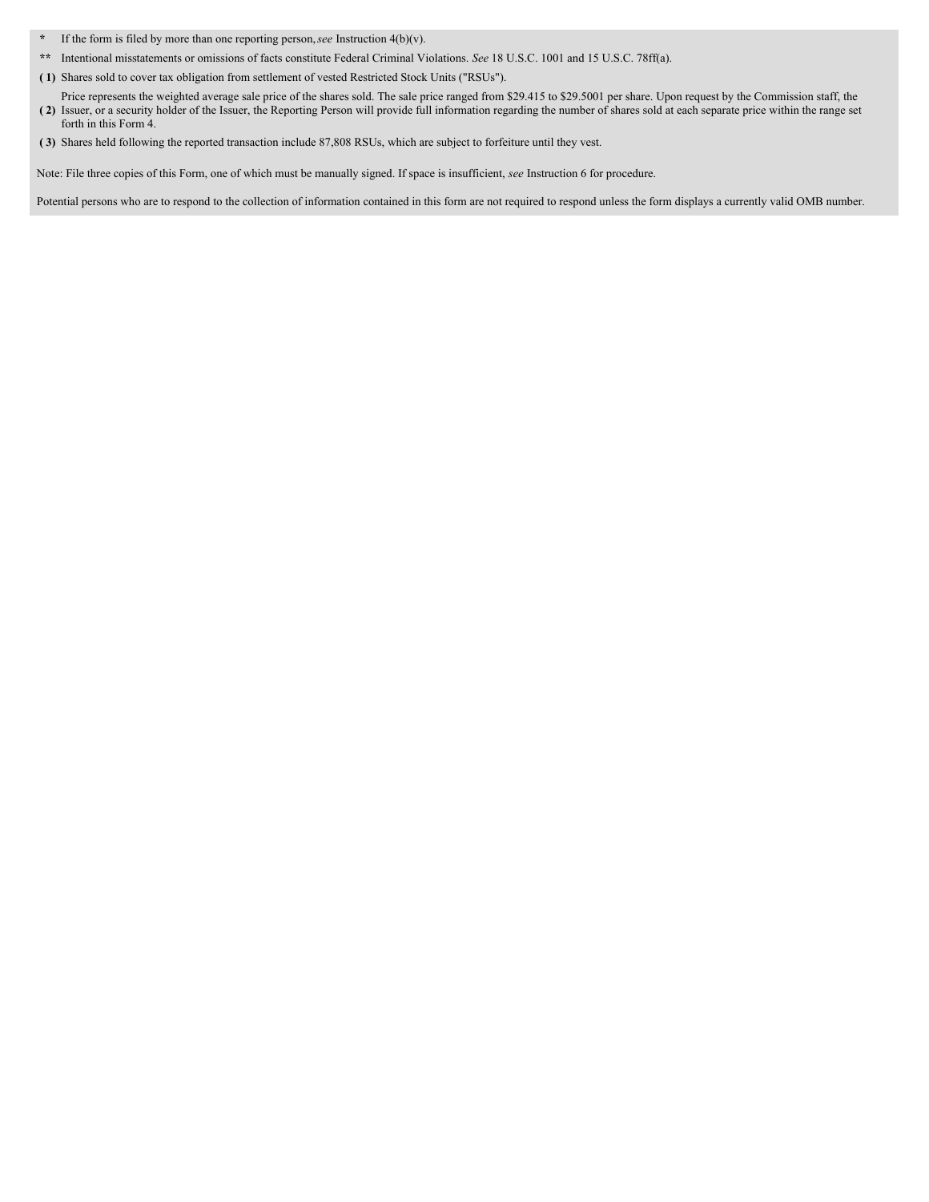\* If the form is filed by more than one reporting person, *see* Instruction 4(b)(v).

\*\* Intentional misstatements or omissions of facts constitute Federal Criminal Violations. *See* 18 U.S.C. 1001 and 15 U.S.C. 78ff(a).

**( 1)** Shares sold to cover tax obligation from settlement of vested Restricted Stock Units ("RSUs").

**( 2)** Price represents the weighted average sale price of the shares sold. The sale price ranged from $29.415 to $29.5001 per share. Upon request by the Commission staff, the Issuer, or a security holder of the Issuer, the Reporting Person will provide full information regarding the number of shares sold at each separate price within the range set forth in this Form 4.

**( 3)** Shares held following the reported transaction include 87,808 RSUs, which are subject to forfeiture until they vest.

Note: File three copies of this Form, one of which must be manually signed. If space is insufficient, *see* Instruction 6 for procedure.

Potential persons who are to respond to the collection of information contained in this form are not required to respond unless the form displays a currently valid OMB number.